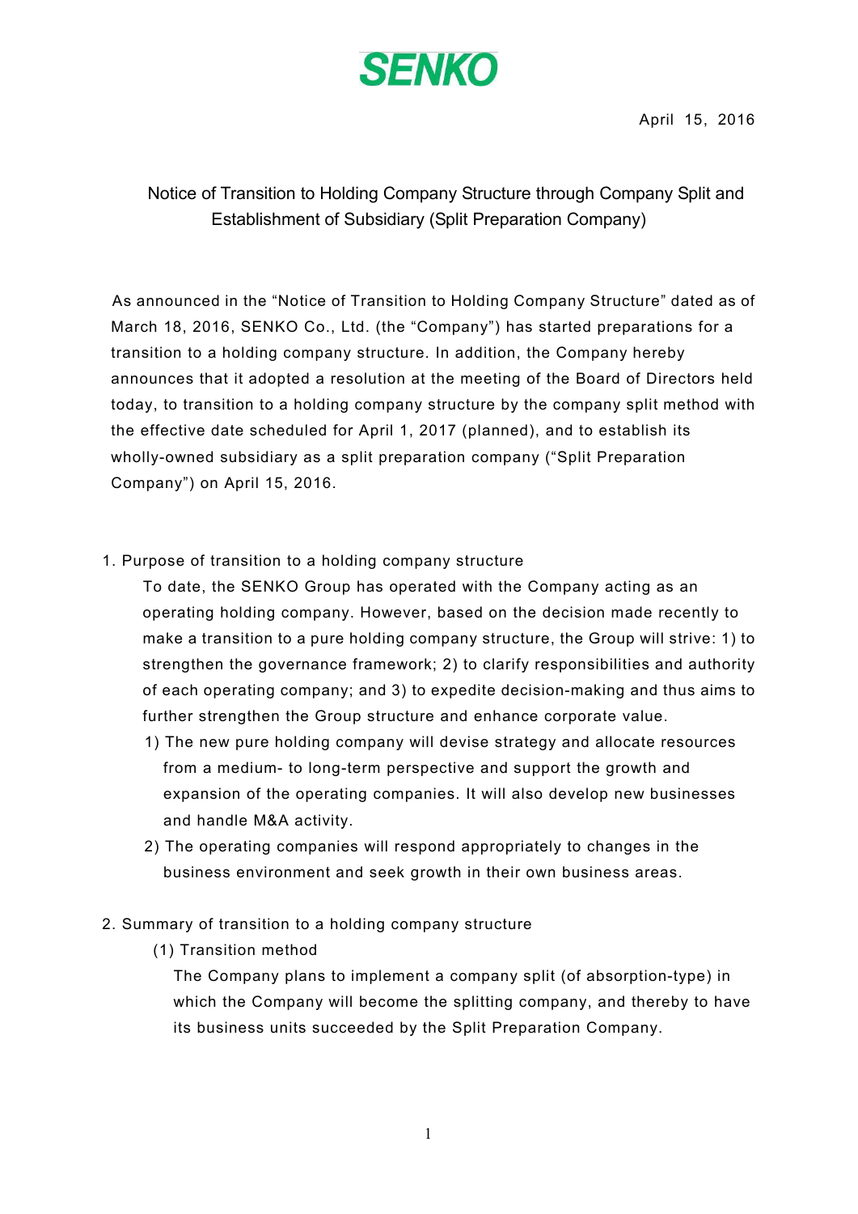SENKO

April 15, 2016

# Notice of Transition to Holding Company Structure through Company Split and Establishment of Subsidiary (Split Preparation Company)

As announced in the "Notice of Transition to Holding Company Structure" dated as of March 18, 2016, SENKO Co., Ltd. (the "Company") has started preparations for a transition to a holding company structure. In addition, the Company hereby announces that it adopted a resolution at the meeting of the Board of Directors held today, to transition to a holding company structure by the company split method with the effective date scheduled for April 1, 2017 (planned), and to establish its wholly-owned subsidiary as a split preparation company ("Split Preparation Company") on April 15, 2016.

## 1. Purpose of transition to a holding company structure

To date, the SENKO Group has operated with the Company acting as an operating holding company. However, based on the decision made recently to make a transition to a pure holding company structure, the Group will strive: 1) to strengthen the governance framework; 2) to clarify responsibilities and authority of each operating company; and 3) to expedite decision-making and thus aims to further strengthen the Group structure and enhance corporate value.

1) The new pure holding company will devise strategy and allocate resources from a medium- to long-term perspective and support the growth and expansion of the operating companies. It will also develop new businesses and handle M&A activity.

2) The operating companies will respond appropriately to changes in the business environment and seek growth in their own business areas.

## 2. Summary of transition to a holding company structure

### (1) Transition method

The Company plans to implement a company split (of absorption-type) in which the Company will become the splitting company, and thereby to have its business units succeeded by the Split Preparation Company.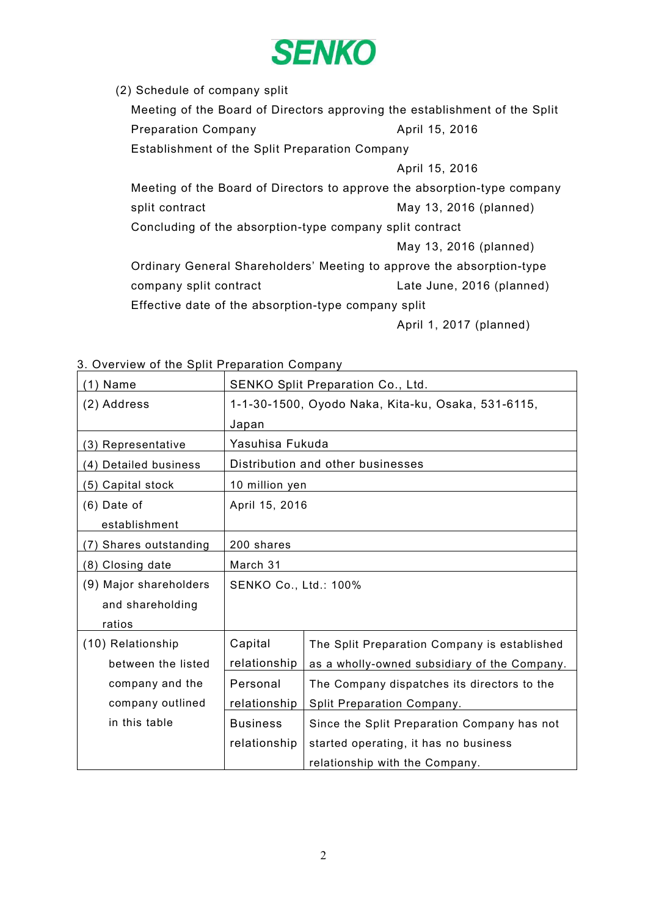(2) Schedule of company split

| | |
|---|---|
| Meeting of the Board of Directors approving the establishment of the Split Preparation Company | April 15, 2016 |
| Establishment of the Split Preparation Company | April 15, 2016 |
| Meeting of the Board of Directors to approve the absorption-type company split contract | May 13, 2016 (planned) |
| Concluding of the absorption-type company split contract | May 13, 2016 (planned) |
| Ordinary General Shareholders' Meeting to approve the absorption-type company split contract | Late June, 2016 (planned) |
| Effective date of the absorption-type company split | April 1, 2017 (planned) |

3. Overview of the Split Preparation Company

| | | |
|---|---|---|
| (1) Name | SENKO Split Preparation Co., Ltd. | |
| (2) Address | 1-1-30-1500, Oyodo Naka, Kita-ku, Osaka, 531-6115, Japan | |
| (3) Representative | Yasuhisa Fukuda | |
| (4) Detailed business | Distribution and other businesses | |
| (5) Capital stock | 10 million yen | |
| (6) Date of establishment | April 15, 2016 | |
| (7) Shares outstanding | 200 shares | |
| (8) Closing date | March 31 | |
| (9) Major shareholders and shareholding ratios | SENKO Co., Ltd.: 100% | |
| (10) Relationship between the listed company and the company outlined in this table | Capital relationship | The Split Preparation Company is established as a wholly-owned subsidiary of the Company. |
| | Personal relationship | The Company dispatches its directors to the Split Preparation Company. |
| | Business relationship | Since the Split Preparation Company has not started operating, it has no business relationship with the Company. |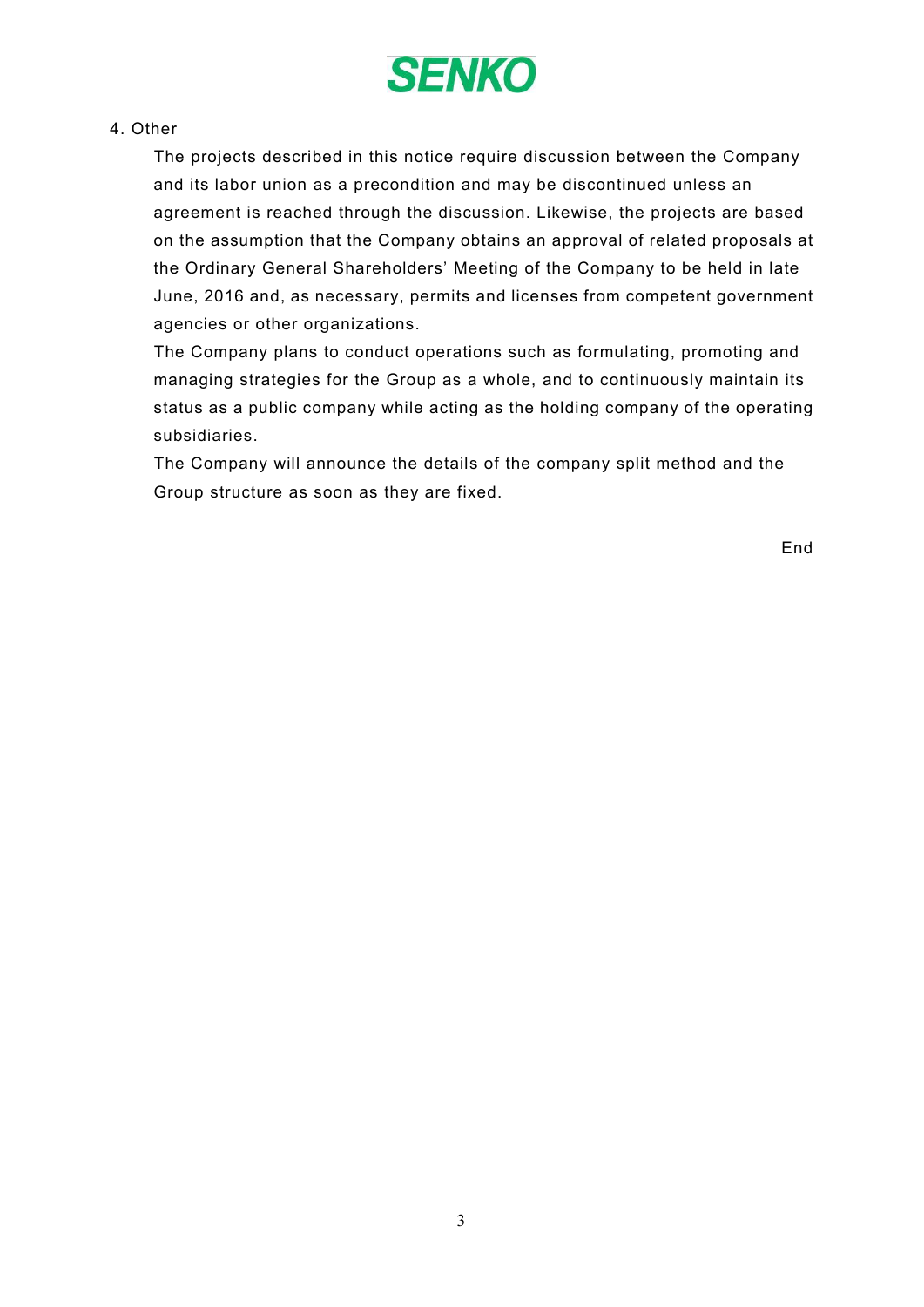4. Other

The projects described in this notice require discussion between the Company and its labor union as a precondition and may be discontinued unless an agreement is reached through the discussion. Likewise, the projects are based on the assumption that the Company obtains an approval of related proposals at the Ordinary General Shareholders' Meeting of the Company to be held in late June, 2016 and, as necessary, permits and licenses from competent government agencies or other organizations.

The Company plans to conduct operations such as formulating, promoting and managing strategies for the Group as a whole, and to continuously maintain its status as a public company while acting as the holding company of the operating subsidiaries.

The Company will announce the details of the company split method and the Group structure as soon as they are fixed.

End